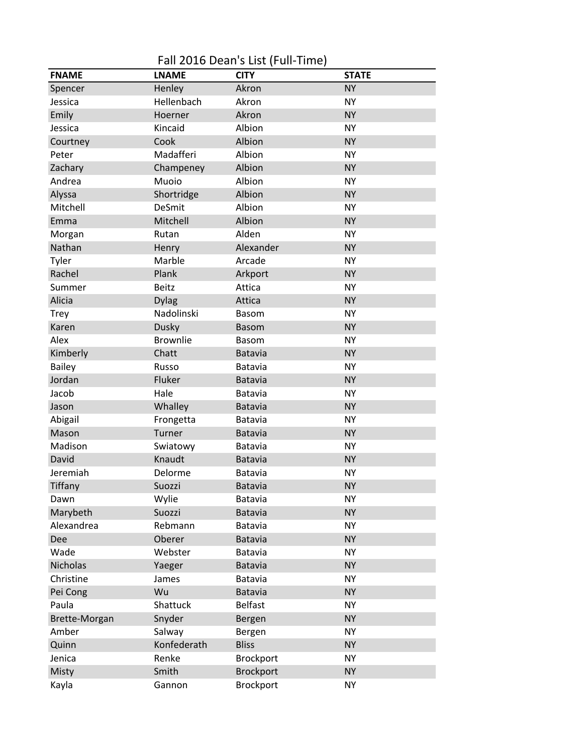# Fall 2016 Dean's List (Full-Time)

| FNAME | LNAME | CITY | STATE |
|---|---|---|---|
| Spencer | Henley | Akron | NY |
| Jessica | Hellenbach | Akron | NY |
| Emily | Hoerner | Akron | NY |
| Jessica | Kincaid | Albion | NY |
| Courtney | Cook | Albion | NY |
| Peter | Madafferi | Albion | NY |
| Zachary | Champeney | Albion | NY |
| Andrea | Muoio | Albion | NY |
| Alyssa | Shortridge | Albion | NY |
| Mitchell | DeSmit | Albion | NY |
| Emma | Mitchell | Albion | NY |
| Morgan | Rutan | Alden | NY |
| Nathan | Henry | Alexander | NY |
| Tyler | Marble | Arcade | NY |
| Rachel | Plank | Arkport | NY |
| Summer | Beitz | Attica | NY |
| Alicia | Dylag | Attica | NY |
| Trey | Nadolinski | Basom | NY |
| Karen | Dusky | Basom | NY |
| Alex | Brownlie | Basom | NY |
| Kimberly | Chatt | Batavia | NY |
| Bailey | Russo | Batavia | NY |
| Jordan | Fluker | Batavia | NY |
| Jacob | Hale | Batavia | NY |
| Jason | Whalley | Batavia | NY |
| Abigail | Frongetta | Batavia | NY |
| Mason | Turner | Batavia | NY |
| Madison | Swiatowy | Batavia | NY |
| David | Knaudt | Batavia | NY |
| Jeremiah | Delorme | Batavia | NY |
| Tiffany | Suozzi | Batavia | NY |
| Dawn | Wylie | Batavia | NY |
| Marybeth | Suozzi | Batavia | NY |
| Alexandrea | Rebmann | Batavia | NY |
| Dee | Oberer | Batavia | NY |
| Wade | Webster | Batavia | NY |
| Nicholas | Yaeger | Batavia | NY |
| Christine | James | Batavia | NY |
| Pei Cong | Wu | Batavia | NY |
| Paula | Shattuck | Belfast | NY |
| Brette-Morgan | Snyder | Bergen | NY |
| Amber | Salway | Bergen | NY |
| Quinn | Konfederath | Bliss | NY |
| Jenica | Renke | Brockport | NY |
| Misty | Smith | Brockport | NY |
| Kayla | Gannon | Brockport | NY |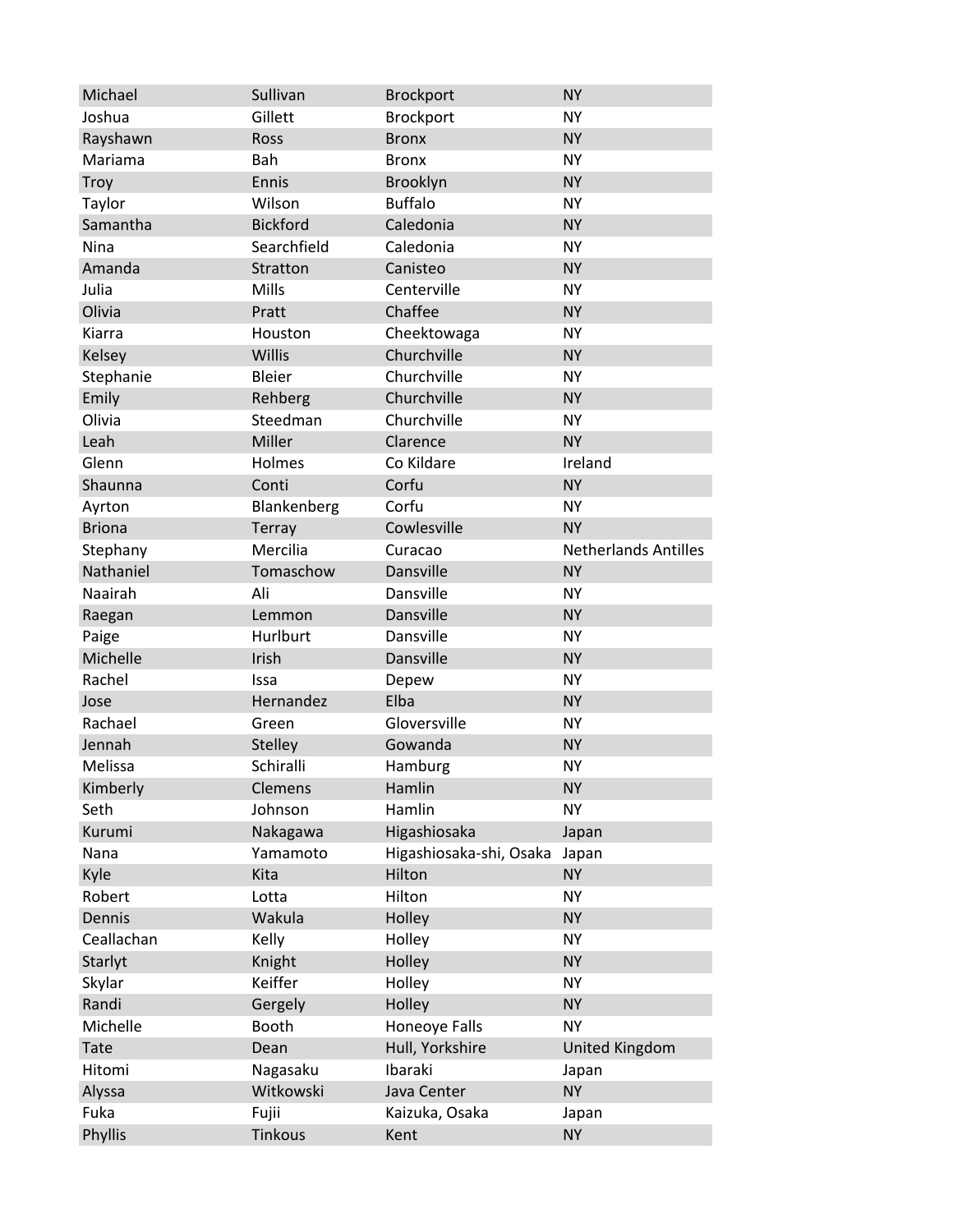| | | | |
|---|---|---|---|
| Michael | Sullivan | Brockport | NY |
| Joshua | Gillett | Brockport | NY |
| Rayshawn | Ross | Bronx | NY |
| Mariama | Bah | Bronx | NY |
| Troy | Ennis | Brooklyn | NY |
| Taylor | Wilson | Buffalo | NY |
| Samantha | Bickford | Caledonia | NY |
| Nina | Searchfield | Caledonia | NY |
| Amanda | Stratton | Canisteo | NY |
| Julia | Mills | Centerville | NY |
| Olivia | Pratt | Chaffee | NY |
| Kiarra | Houston | Cheektowaga | NY |
| Kelsey | Willis | Churchville | NY |
| Stephanie | Bleier | Churchville | NY |
| Emily | Rehberg | Churchville | NY |
| Olivia | Steedman | Churchville | NY |
| Leah | Miller | Clarence | NY |
| Glenn | Holmes | Co Kildare | Ireland |
| Shaunna | Conti | Corfu | NY |
| Ayrton | Blankenberg | Corfu | NY |
| Briona | Terray | Cowlesville | NY |
| Stephany | Mercilia | Curacao | Netherlands Antilles |
| Nathaniel | Tomaschow | Dansville | NY |
| Naairah | Ali | Dansville | NY |
| Raegan | Lemmon | Dansville | NY |
| Paige | Hurlburt | Dansville | NY |
| Michelle | Irish | Dansville | NY |
| Rachel | Issa | Depew | NY |
| Jose | Hernandez | Elba | NY |
| Rachael | Green | Gloversville | NY |
| Jennah | Stelley | Gowanda | NY |
| Melissa | Schiralli | Hamburg | NY |
| Kimberly | Clemens | Hamlin | NY |
| Seth | Johnson | Hamlin | NY |
| Kurumi | Nakagawa | Higashiosaka | Japan |
| Nana | Yamamoto | Higashiosaka-shi, Osaka | Japan |
| Kyle | Kita | Hilton | NY |
| Robert | Lotta | Hilton | NY |
| Dennis | Wakula | Holley | NY |
| Ceallachan | Kelly | Holley | NY |
| Starlyt | Knight | Holley | NY |
| Skylar | Keiffer | Holley | NY |
| Randi | Gergely | Holley | NY |
| Michelle | Booth | Honeoye Falls | NY |
| Tate | Dean | Hull, Yorkshire | United Kingdom |
| Hitomi | Nagasaku | Ibaraki | Japan |
| Alyssa | Witkowski | Java Center | NY |
| Fuka | Fujii | Kaizuka, Osaka | Japan |
| Phyllis | Tinkous | Kent | NY |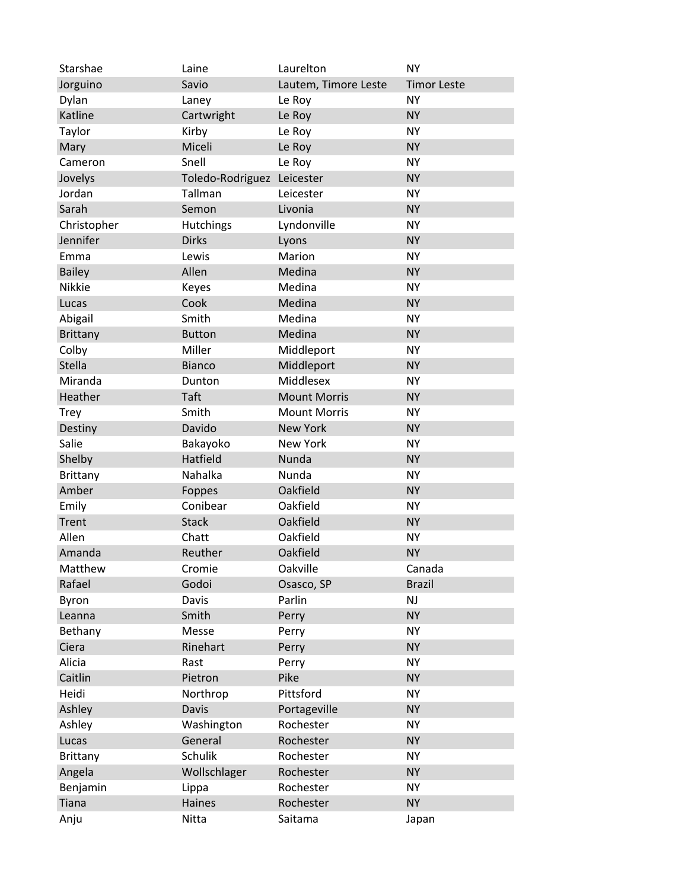| Starshae | Laine | Laurelton | NY |
|---|---|---|---|
| Jorguino | Savio | Lautem, Timore Leste | Timor Leste |
| Dylan | Laney | Le Roy | NY |
| Katline | Cartwright | Le Roy | NY |
| Taylor | Kirby | Le Roy | NY |
| Mary | Miceli | Le Roy | NY |
| Cameron | Snell | Le Roy | NY |
| Jovelys | Toledo-Rodriguez | Leicester | NY |
| Jordan | Tallman | Leicester | NY |
| Sarah | Semon | Livonia | NY |
| Christopher | Hutchings | Lyndonville | NY |
| Jennifer | Dirks | Lyons | NY |
| Emma | Lewis | Marion | NY |
| Bailey | Allen | Medina | NY |
| Nikkie | Keyes | Medina | NY |
| Lucas | Cook | Medina | NY |
| Abigail | Smith | Medina | NY |
| Brittany | Button | Medina | NY |
| Colby | Miller | Middleport | NY |
| Stella | Bianco | Middleport | NY |
| Miranda | Dunton | Middlesex | NY |
| Heather | Taft | Mount Morris | NY |
| Trey | Smith | Mount Morris | NY |
| Destiny | Davido | New York | NY |
| Salie | Bakayoko | New York | NY |
| Shelby | Hatfield | Nunda | NY |
| Brittany | Nahalka | Nunda | NY |
| Amber | Foppes | Oakfield | NY |
| Emily | Conibear | Oakfield | NY |
| Trent | Stack | Oakfield | NY |
| Allen | Chatt | Oakfield | NY |
| Amanda | Reuther | Oakfield | NY |
| Matthew | Cromie | Oakville | Canada |
| Rafael | Godoi | Osasco, SP | Brazil |
| Byron | Davis | Parlin | NJ |
| Leanna | Smith | Perry | NY |
| Bethany | Messe | Perry | NY |
| Ciera | Rinehart | Perry | NY |
| Alicia | Rast | Perry | NY |
| Caitlin | Pietron | Pike | NY |
| Heidi | Northrop | Pittsford | NY |
| Ashley | Davis | Portageville | NY |
| Ashley | Washington | Rochester | NY |
| Lucas | General | Rochester | NY |
| Brittany | Schulik | Rochester | NY |
| Angela | Wollschlager | Rochester | NY |
| Benjamin | Lippa | Rochester | NY |
| Tiana | Haines | Rochester | NY |
| Anju | Nitta | Saitama | Japan |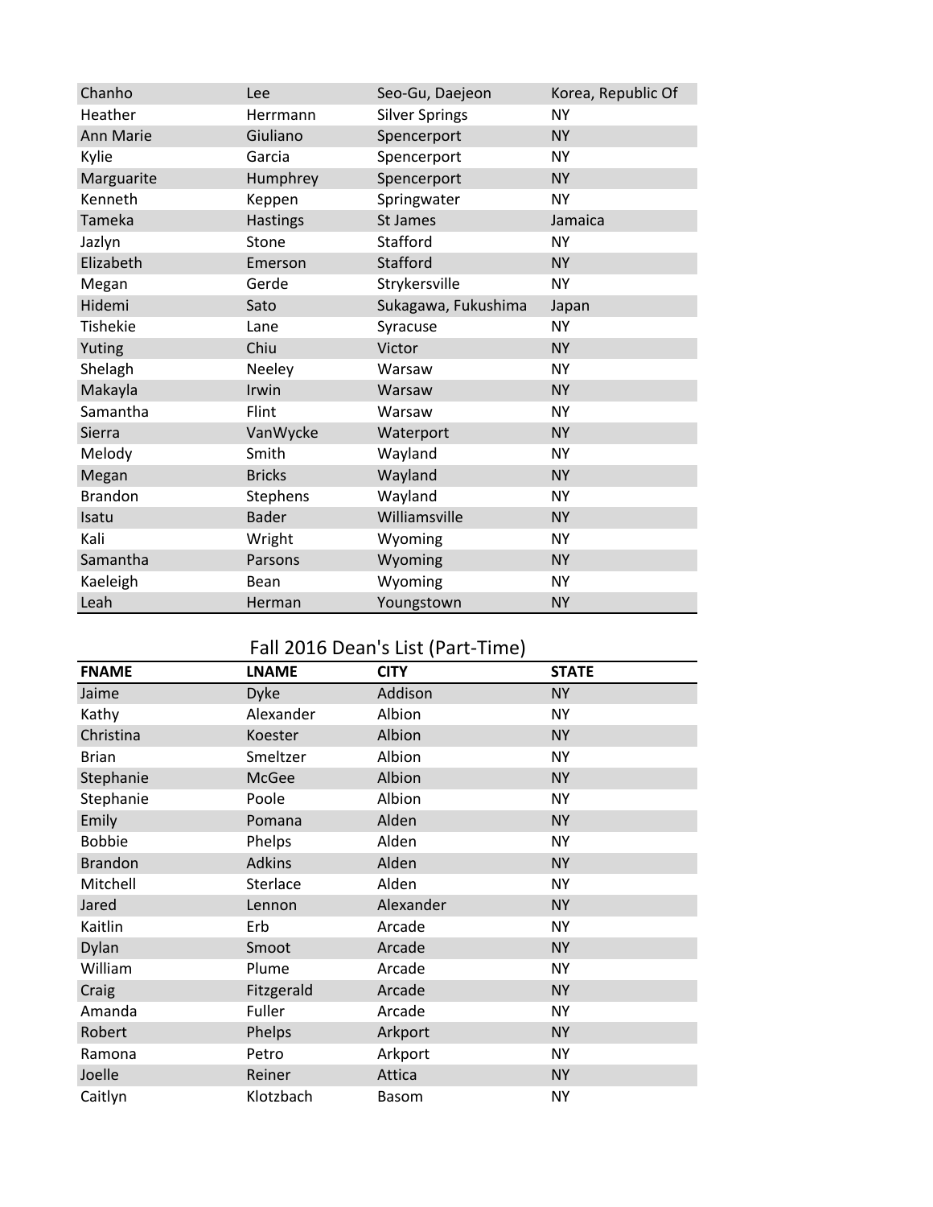| | | | |
|---|---|---|---|
| Chanho | Lee | Seo-Gu, Daejeon | Korea, Republic Of |
| Heather | Herrmann | Silver Springs | NY |
| Ann Marie | Giuliano | Spencerport | NY |
| Kylie | Garcia | Spencerport | NY |
| Marguarite | Humphrey | Spencerport | NY |
| Kenneth | Keppen | Springwater | NY |
| Tameka | Hastings | St James | Jamaica |
| Jazlyn | Stone | Stafford | NY |
| Elizabeth | Emerson | Stafford | NY |
| Megan | Gerde | Strykersville | NY |
| Hidemi | Sato | Sukagawa, Fukushima | Japan |
| Tishekie | Lane | Syracuse | NY |
| Yuting | Chiu | Victor | NY |
| Shelagh | Neeley | Warsaw | NY |
| Makayla | Irwin | Warsaw | NY |
| Samantha | Flint | Warsaw | NY |
| Sierra | VanWycke | Waterport | NY |
| Melody | Smith | Wayland | NY |
| Megan | Bricks | Wayland | NY |
| Brandon | Stephens | Wayland | NY |
| Isatu | Bader | Williamsville | NY |
| Kali | Wright | Wyoming | NY |
| Samantha | Parsons | Wyoming | NY |
| Kaeleigh | Bean | Wyoming | NY |
| Leah | Herman | Youngstown | NY |

## Fall 2016 Dean's List (Part-Time)

| FNAME | LNAME | CITY | STATE |
|---|---|---|---|
| Jaime | Dyke | Addison | NY |
| Kathy | Alexander | Albion | NY |
| Christina | Koester | Albion | NY |
| Brian | Smeltzer | Albion | NY |
| Stephanie | McGee | Albion | NY |
| Stephanie | Poole | Albion | NY |
| Emily | Pomana | Alden | NY |
| Bobbie | Phelps | Alden | NY |
| Brandon | Adkins | Alden | NY |
| Mitchell | Sterlace | Alden | NY |
| Jared | Lennon | Alexander | NY |
| Kaitlin | Erb | Arcade | NY |
| Dylan | Smoot | Arcade | NY |
| William | Plume | Arcade | NY |
| Craig | Fitzgerald | Arcade | NY |
| Amanda | Fuller | Arcade | NY |
| Robert | Phelps | Arkport | NY |
| Ramona | Petro | Arkport | NY |
| Joelle | Reiner | Attica | NY |
| Caitlyn | Klotzbach | Basom | NY |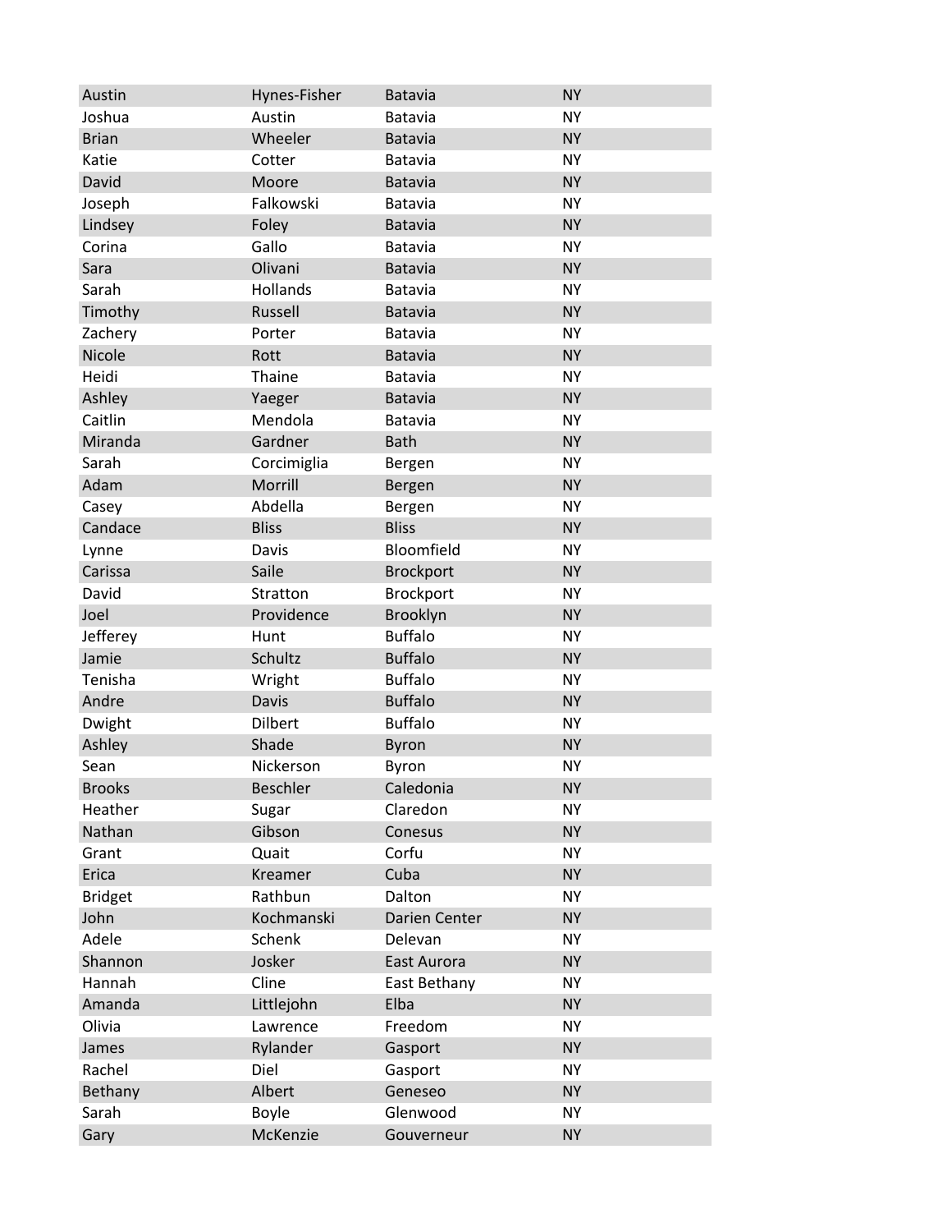| | | | |
|---|---|---|---|
| Austin | Hynes-Fisher | Batavia | NY |
| Joshua | Austin | Batavia | NY |
| Brian | Wheeler | Batavia | NY |
| Katie | Cotter | Batavia | NY |
| David | Moore | Batavia | NY |
| Joseph | Falkowski | Batavia | NY |
| Lindsey | Foley | Batavia | NY |
| Corina | Gallo | Batavia | NY |
| Sara | Olivani | Batavia | NY |
| Sarah | Hollands | Batavia | NY |
| Timothy | Russell | Batavia | NY |
| Zachery | Porter | Batavia | NY |
| Nicole | Rott | Batavia | NY |
| Heidi | Thaine | Batavia | NY |
| Ashley | Yaeger | Batavia | NY |
| Caitlin | Mendola | Batavia | NY |
| Miranda | Gardner | Bath | NY |
| Sarah | Corcimiglia | Bergen | NY |
| Adam | Morrill | Bergen | NY |
| Casey | Abdella | Bergen | NY |
| Candace | Bliss | Bliss | NY |
| Lynne | Davis | Bloomfield | NY |
| Carissa | Saile | Brockport | NY |
| David | Stratton | Brockport | NY |
| Joel | Providence | Brooklyn | NY |
| Jefferey | Hunt | Buffalo | NY |
| Jamie | Schultz | Buffalo | NY |
| Tenisha | Wright | Buffalo | NY |
| Andre | Davis | Buffalo | NY |
| Dwight | Dilbert | Buffalo | NY |
| Ashley | Shade | Byron | NY |
| Sean | Nickerson | Byron | NY |
| Brooks | Beschler | Caledonia | NY |
| Heather | Sugar | Claredon | NY |
| Nathan | Gibson | Conesus | NY |
| Grant | Quait | Corfu | NY |
| Erica | Kreamer | Cuba | NY |
| Bridget | Rathbun | Dalton | NY |
| John | Kochmanski | Darien Center | NY |
| Adele | Schenk | Delevan | NY |
| Shannon | Josker | East Aurora | NY |
| Hannah | Cline | East Bethany | NY |
| Amanda | Littlejohn | Elba | NY |
| Olivia | Lawrence | Freedom | NY |
| James | Rylander | Gasport | NY |
| Rachel | Diel | Gasport | NY |
| Bethany | Albert | Geneseo | NY |
| Sarah | Boyle | Glenwood | NY |
| Gary | McKenzie | Gouverneur | NY |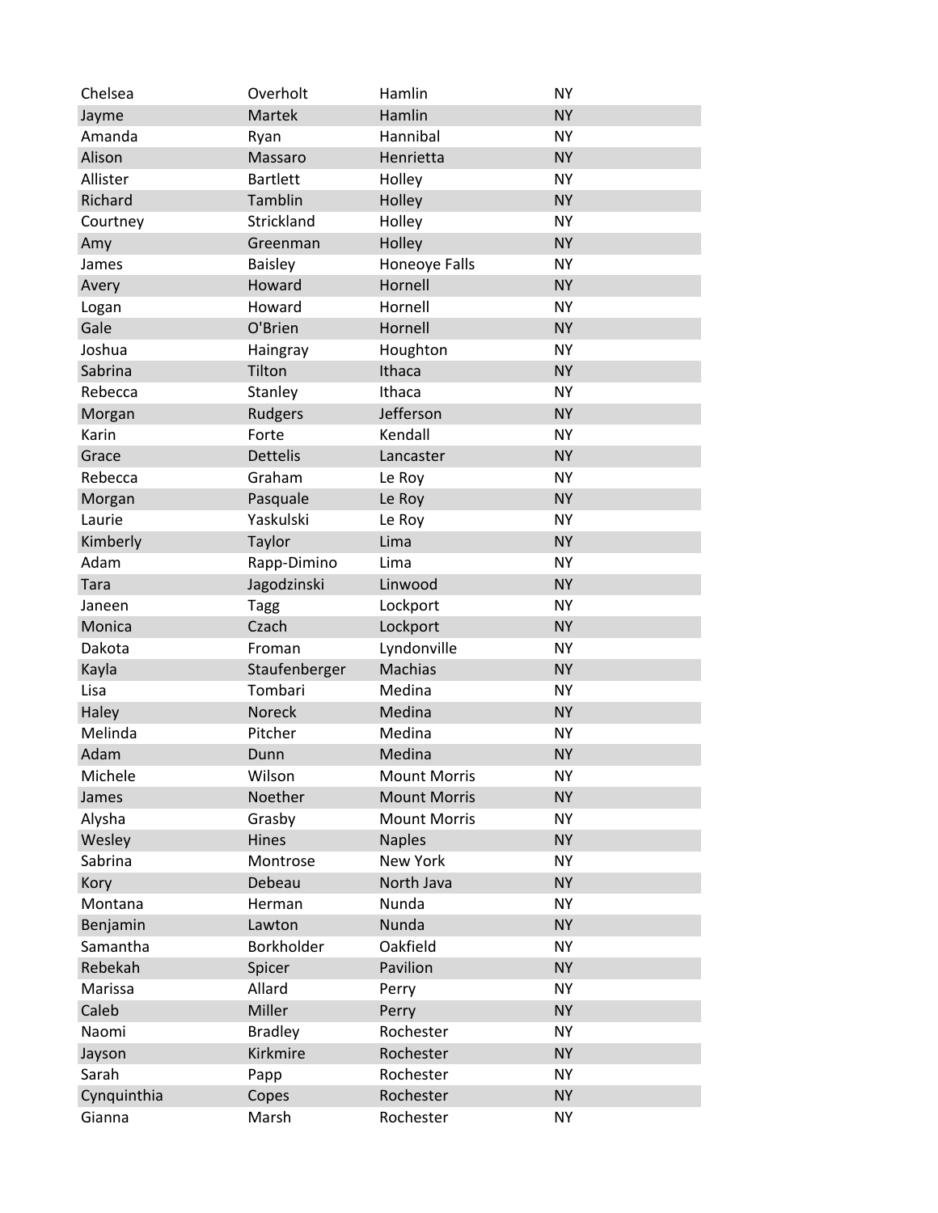| | | | |
|---|---|---|---|
| Chelsea | Overholt | Hamlin | NY |
| Jayme | Martek | Hamlin | NY |
| Amanda | Ryan | Hannibal | NY |
| Alison | Massaro | Henrietta | NY |
| Allister | Bartlett | Holley | NY |
| Richard | Tamblin | Holley | NY |
| Courtney | Strickland | Holley | NY |
| Amy | Greenman | Holley | NY |
| James | Baisley | Honeoye Falls | NY |
| Avery | Howard | Hornell | NY |
| Logan | Howard | Hornell | NY |
| Gale | O'Brien | Hornell | NY |
| Joshua | Haingray | Houghton | NY |
| Sabrina | Tilton | Ithaca | NY |
| Rebecca | Stanley | Ithaca | NY |
| Morgan | Rudgers | Jefferson | NY |
| Karin | Forte | Kendall | NY |
| Grace | Dettelis | Lancaster | NY |
| Rebecca | Graham | Le Roy | NY |
| Morgan | Pasquale | Le Roy | NY |
| Laurie | Yaskulski | Le Roy | NY |
| Kimberly | Taylor | Lima | NY |
| Adam | Rapp-Dimino | Lima | NY |
| Tara | Jagodzinski | Linwood | NY |
| Janeen | Tagg | Lockport | NY |
| Monica | Czach | Lockport | NY |
| Dakota | Froman | Lyndonville | NY |
| Kayla | Staufenberger | Machias | NY |
| Lisa | Tombari | Medina | NY |
| Haley | Noreck | Medina | NY |
| Melinda | Pitcher | Medina | NY |
| Adam | Dunn | Medina | NY |
| Michele | Wilson | Mount Morris | NY |
| James | Noether | Mount Morris | NY |
| Alysha | Grasby | Mount Morris | NY |
| Wesley | Hines | Naples | NY |
| Sabrina | Montrose | New York | NY |
| Kory | Debeau | North Java | NY |
| Montana | Herman | Nunda | NY |
| Benjamin | Lawton | Nunda | NY |
| Samantha | Borkholder | Oakfield | NY |
| Rebekah | Spicer | Pavilion | NY |
| Marissa | Allard | Perry | NY |
| Caleb | Miller | Perry | NY |
| Naomi | Bradley | Rochester | NY |
| Jayson | Kirkmire | Rochester | NY |
| Sarah | Papp | Rochester | NY |
| Cynquinthia | Copes | Rochester | NY |
| Gianna | Marsh | Rochester | NY |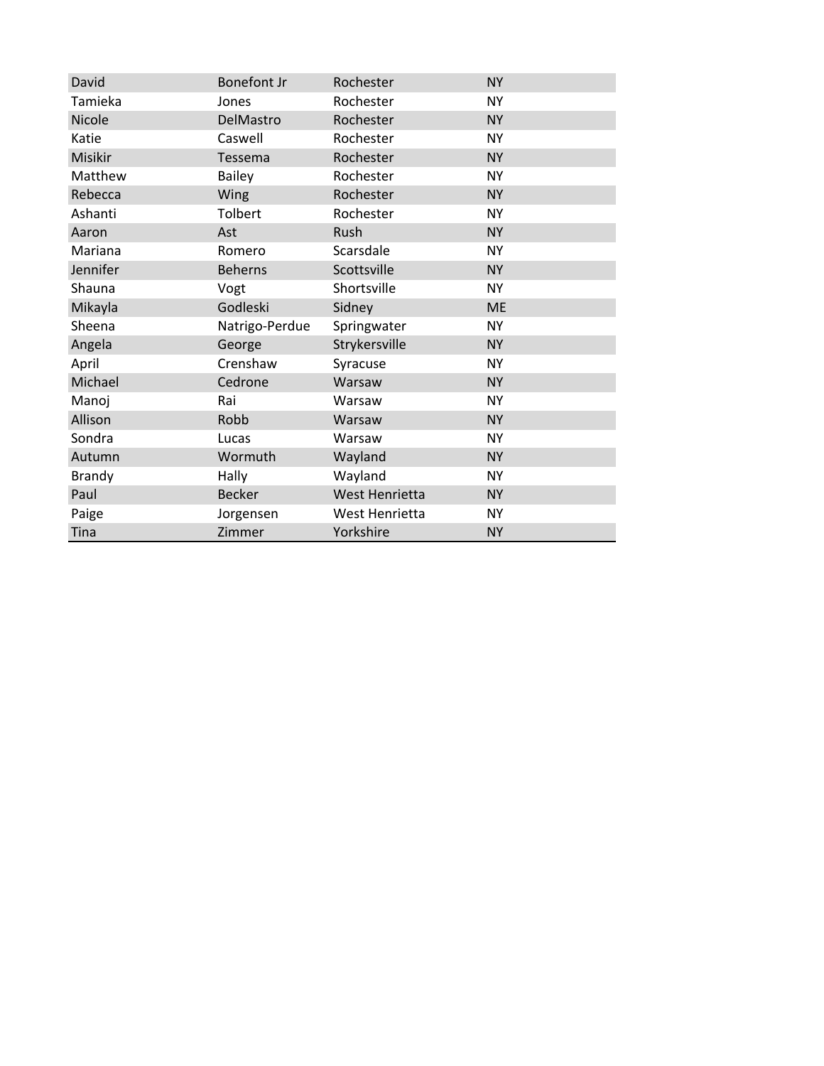| | | | |
|---|---|---|---|
| David | Bonefont Jr | Rochester | NY |
| Tamieka | Jones | Rochester | NY |
| Nicole | DelMastro | Rochester | NY |
| Katie | Caswell | Rochester | NY |
| Misikir | Tessema | Rochester | NY |
| Matthew | Bailey | Rochester | NY |
| Rebecca | Wing | Rochester | NY |
| Ashanti | Tolbert | Rochester | NY |
| Aaron | Ast | Rush | NY |
| Mariana | Romero | Scarsdale | NY |
| Jennifer | Beherns | Scottsville | NY |
| Shauna | Vogt | Shortsville | NY |
| Mikayla | Godleski | Sidney | ME |
| Sheena | Natrigo-Perdue | Springwater | NY |
| Angela | George | Strykersville | NY |
| April | Crenshaw | Syracuse | NY |
| Michael | Cedrone | Warsaw | NY |
| Manoj | Rai | Warsaw | NY |
| Allison | Robb | Warsaw | NY |
| Sondra | Lucas | Warsaw | NY |
| Autumn | Wormuth | Wayland | NY |
| Brandy | Hally | Wayland | NY |
| Paul | Becker | West Henrietta | NY |
| Paige | Jorgensen | West Henrietta | NY |
| Tina | Zimmer | Yorkshire | NY |